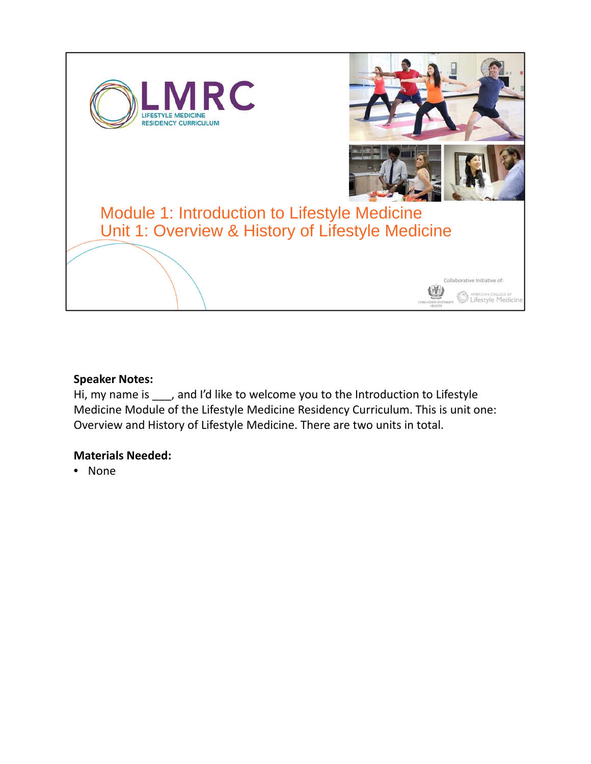# LMRC

LIFESTYLE MEDICINE RESIDENCY CURRICULUM

## Module 1: Introduction to Lifestyle Medicine
## Unit 1: Overview & History of Lifestyle Medicine

Collaborative Initiative of:

LOMA LINDA UNIVERSITY HEALTH

AMERICAN COLLEGE OF Lifestyle Medicine

**Speaker Notes:**

Hi, my name is ___, and I'd like to welcome you to the Introduction to Lifestyle Medicine Module of the Lifestyle Medicine Residency Curriculum. This is unit one: Overview and History of Lifestyle Medicine. There are two units in total.

**Materials Needed:**

- None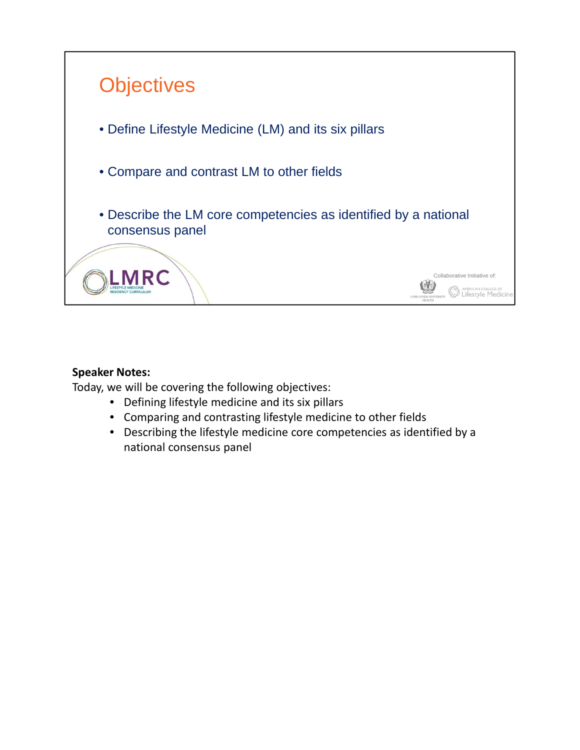# Objectives

- Define Lifestyle Medicine (LM) and its six pillars
- Compare and contrast LM to other fields
- Describe the LM core competencies as identified by a national consensus panel

LMRC
LIFESTYLE MEDICINE RESIDENCY CURRICULUM

Collaborative Initiative of:
LOMA LINDA UNIVERSITY HEALTH
AMERICAN COLLEGE OF Lifestyle Medicine

**Speaker Notes:**
Today, we will be covering the following objectives:

- Defining lifestyle medicine and its six pillars
- Comparing and contrasting lifestyle medicine to other fields
- Describing the lifestyle medicine core competencies as identified by a national consensus panel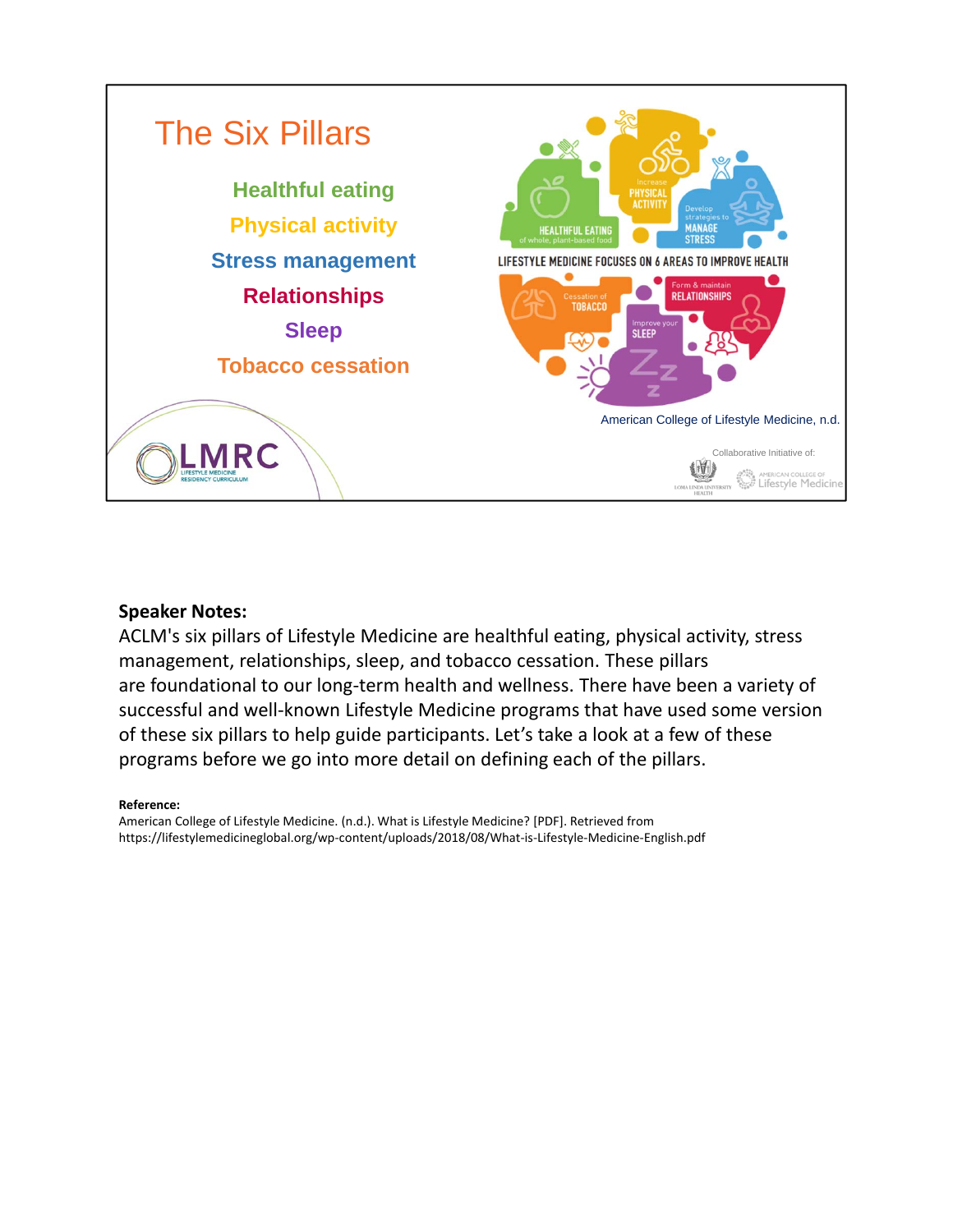# The Six Pillars

- Healthful eating
- Physical activity
- Stress management
- Relationships
- Sleep
- Tobacco cessation

LIFESTYLE MEDICINE FOCUSES ON 6 AREAS TO IMPROVE HEALTH

HEALTHFUL EATING of whole, plant-based food

Increase PHYSICAL ACTIVITY

Develop strategies to MANAGE STRESS

Cessation of TOBACCO

Form & maintain RELATIONSHIPS

Improve your SLEEP

American College of Lifestyle Medicine, n.d.

LMRC LIFESTYLE MEDICINE RESIDENCY CURRICULUM

Collaborative Initiative of: LOMA LINDA UNIVERSITY HEALTH, AMERICAN COLLEGE OF Lifestyle Medicine

**Speaker Notes:**

ACLM's six pillars of Lifestyle Medicine are healthful eating, physical activity, stress management, relationships, sleep, and tobacco cessation. These pillars are foundational to our long-term health and wellness. There have been a variety of successful and well-known Lifestyle Medicine programs that have used some version of these six pillars to help guide participants. Let's take a look at a few of these programs before we go into more detail on defining each of the pillars.

**Reference:**

American College of Lifestyle Medicine. (n.d.). What is Lifestyle Medicine? [PDF]. Retrieved from https://lifestylemedicineglobal.org/wp-content/uploads/2018/08/What-is-Lifestyle-Medicine-English.pdf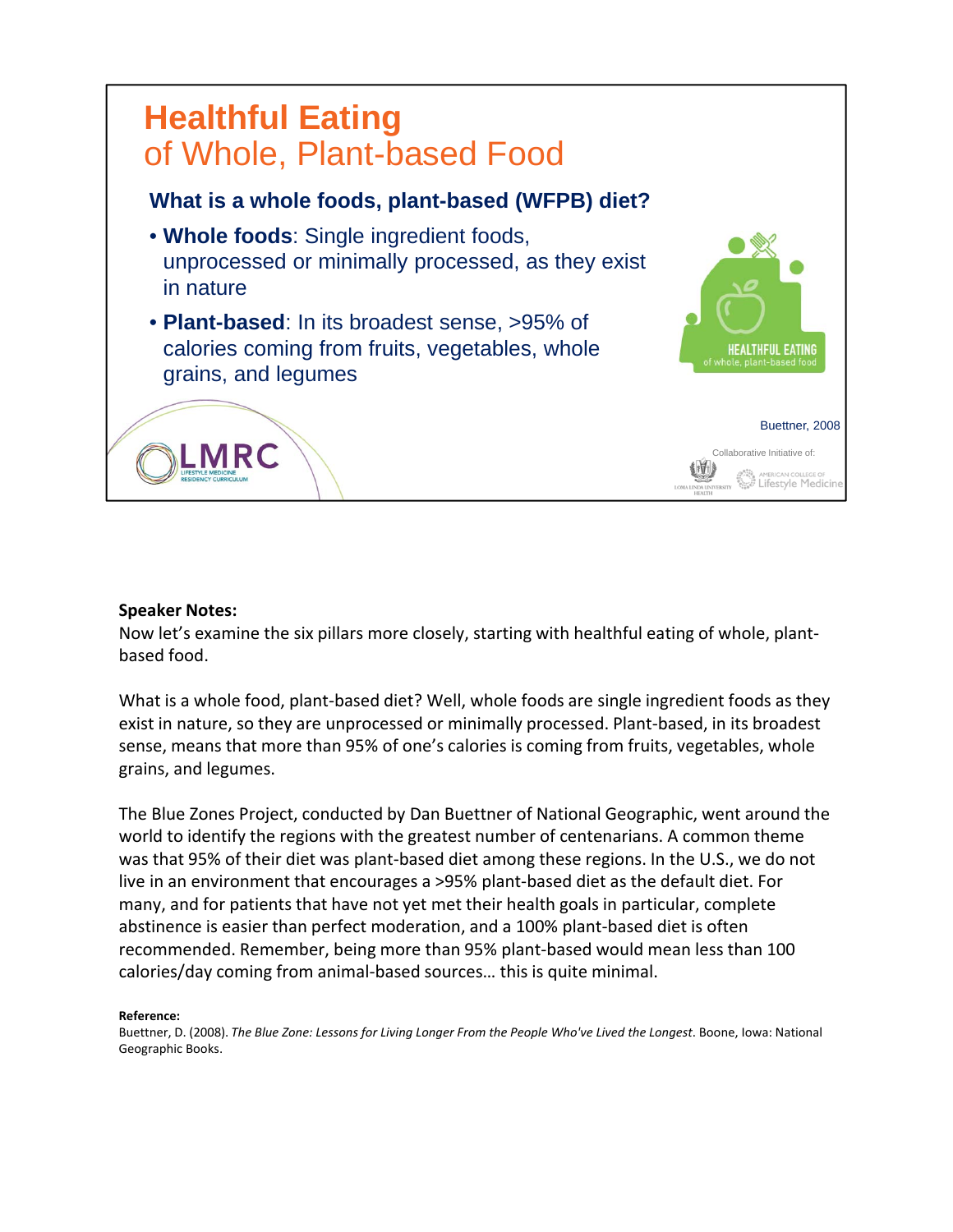# Healthful Eating
## of Whole, Plant-based Food

### What is a whole foods, plant-based (WFPB) diet?

- **Whole foods**: Single ingredient foods, unprocessed or minimally processed, as they exist in nature
- **Plant-based**: In its broadest sense, >95% of calories coming from fruits, vegetables, whole grains, and legumes

HEALTHFUL EATING
of whole, plant-based food

Buettner, 2008

LMRC
LIFESTYLE MEDICINE RESIDENCY CURRICULUM

Collaborative Initiative of:
LOMA LINDA UNIVERSITY HEALTH
AMERICAN COLLEGE OF Lifestyle Medicine

**Speaker Notes:**

Now let's examine the six pillars more closely, starting with healthful eating of whole, plant-based food.

What is a whole food, plant-based diet? Well, whole foods are single ingredient foods as they exist in nature, so they are unprocessed or minimally processed. Plant-based, in its broadest sense, means that more than 95% of one's calories is coming from fruits, vegetables, whole grains, and legumes.

The Blue Zones Project, conducted by Dan Buettner of National Geographic, went around the world to identify the regions with the greatest number of centenarians. A common theme was that 95% of their diet was plant-based diet among these regions. In the U.S., we do not live in an environment that encourages a >95% plant-based diet as the default diet. For many, and for patients that have not yet met their health goals in particular, complete abstinence is easier than perfect moderation, and a 100% plant-based diet is often recommended. Remember, being more than 95% plant-based would mean less than 100 calories/day coming from animal-based sources… this is quite minimal.

**Reference:**

Buettner, D. (2008). *The Blue Zone: Lessons for Living Longer From the People Who've Lived the Longest*. Boone, Iowa: National Geographic Books.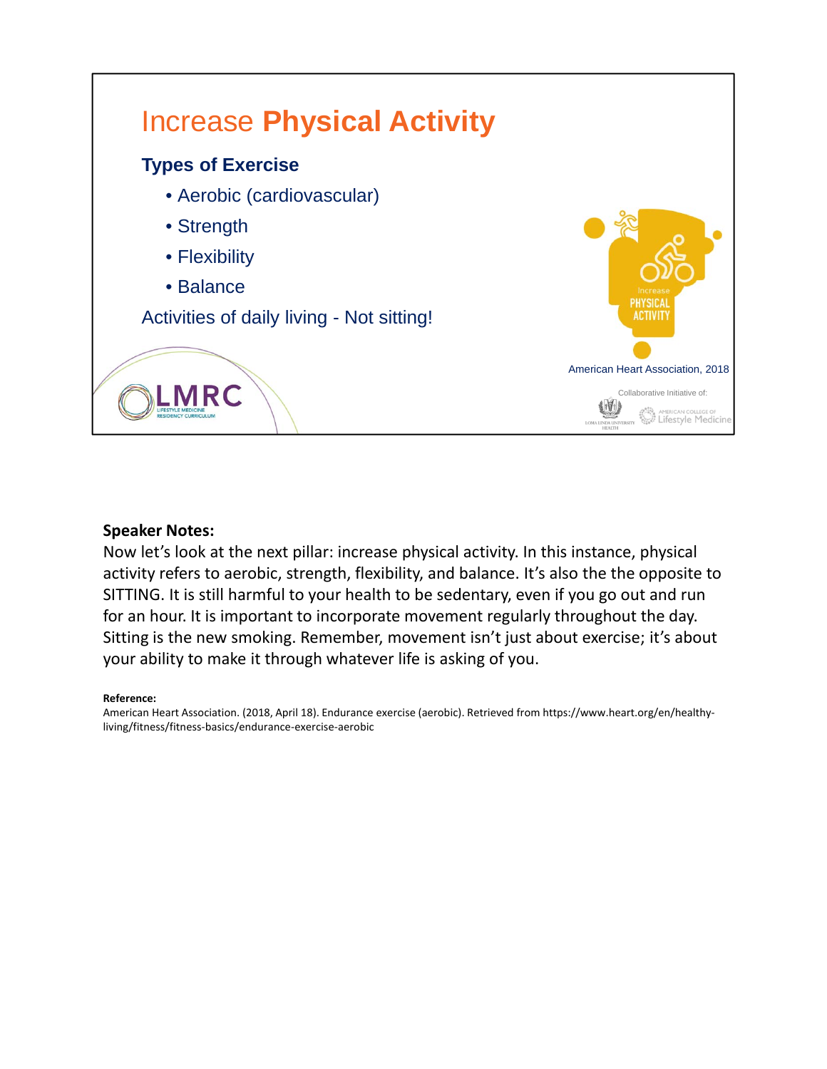# Increase **Physical Activity**

### Types of Exercise

- Aerobic (cardiovascular)
- Strength
- Flexibility
- Balance

Activities of daily living - Not sitting!

Increase PHYSICAL ACTIVITY

American Heart Association, 2018

LMRC LIFESTYLE MEDICINE RESIDENCY CURRICULUM

Collaborative Initiative of: LOMA LINDA UNIVERSITY HEALTH | AMERICAN COLLEGE OF Lifestyle Medicine

**Speaker Notes:**

Now let's look at the next pillar: increase physical activity. In this instance, physical activity refers to aerobic, strength, flexibility, and balance. It's also the the opposite to SITTING. It is still harmful to your health to be sedentary, even if you go out and run for an hour. It is important to incorporate movement regularly throughout the day. Sitting is the new smoking. Remember, movement isn't just about exercise; it's about your ability to make it through whatever life is asking of you.

**Reference:**

American Heart Association. (2018, April 18). Endurance exercise (aerobic). Retrieved from https://www.heart.org/en/healthy-living/fitness/fitness-basics/endurance-exercise-aerobic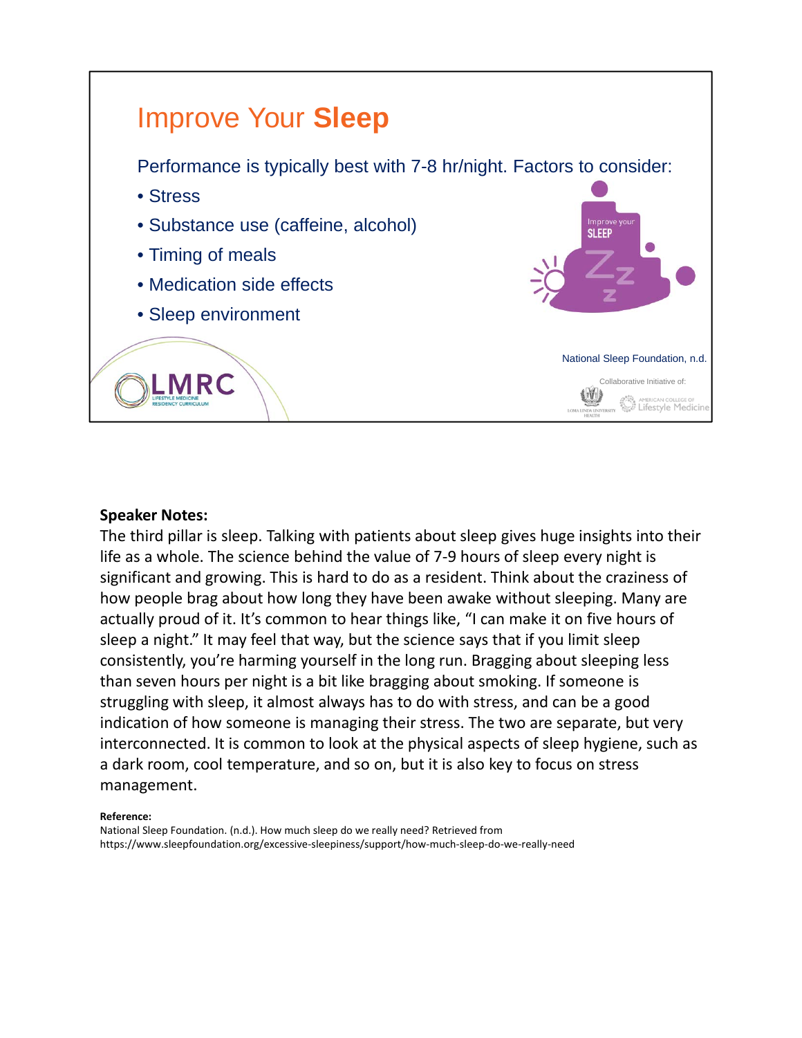# Improve Your **Sleep**

Performance is typically best with 7-8 hr/night. Factors to consider:

- Stress
- Substance use (caffeine, alcohol)
- Timing of meals
- Medication side effects
- Sleep environment

National Sleep Foundation, n.d.

**Speaker Notes:**

The third pillar is sleep. Talking with patients about sleep gives huge insights into their life as a whole. The science behind the value of 7-9 hours of sleep every night is significant and growing. This is hard to do as a resident. Think about the craziness of how people brag about how long they have been awake without sleeping. Many are actually proud of it. It's common to hear things like, "I can make it on five hours of sleep a night." It may feel that way, but the science says that if you limit sleep consistently, you're harming yourself in the long run. Bragging about sleeping less than seven hours per night is a bit like bragging about smoking. If someone is struggling with sleep, it almost always has to do with stress, and can be a good indication of how someone is managing their stress. The two are separate, but very interconnected. It is common to look at the physical aspects of sleep hygiene, such as a dark room, cool temperature, and so on, but it is also key to focus on stress management.

**Reference:**

National Sleep Foundation. (n.d.). How much sleep do we really need? Retrieved from https://www.sleepfoundation.org/excessive-sleepiness/support/how-much-sleep-do-we-really-need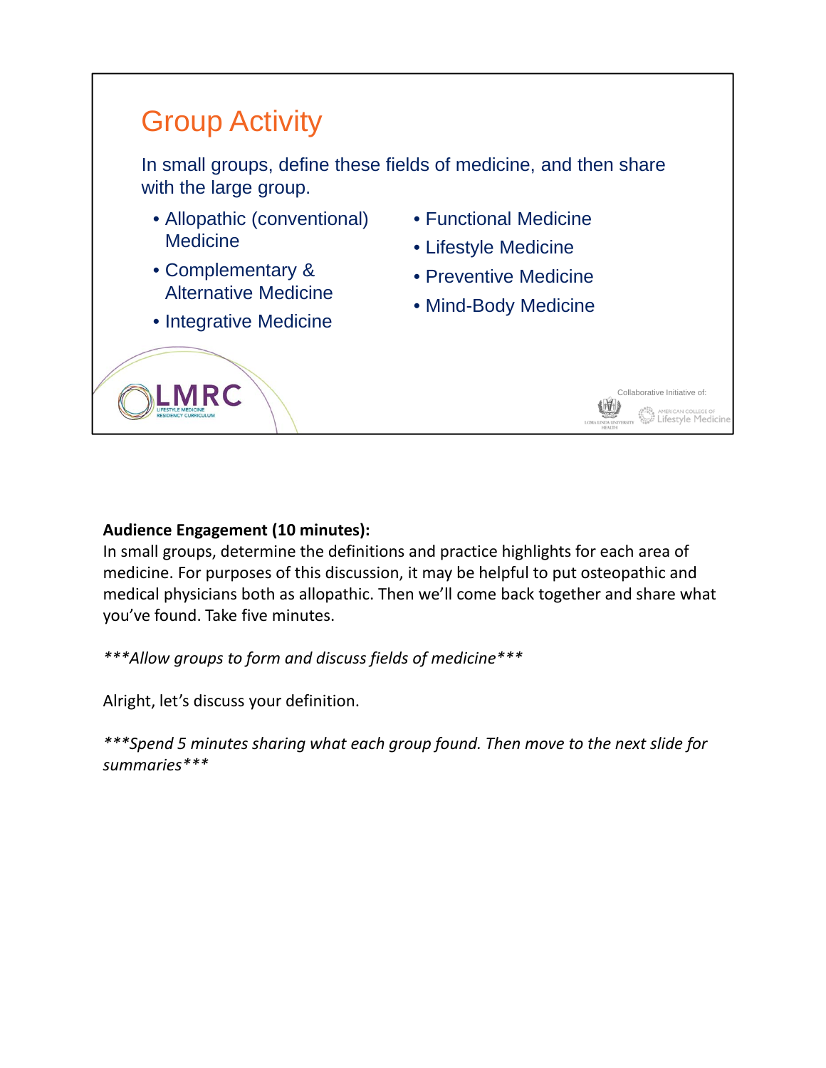## Group Activity

In small groups, define these fields of medicine, and then share with the large group.

- Allopathic (conventional) Medicine
- Complementary & Alternative Medicine
- Integrative Medicine
- Functional Medicine
- Lifestyle Medicine
- Preventive Medicine
- Mind-Body Medicine

LMRC
LIFESTYLE MEDICINE RESIDENCY CURRICULUM

Collaborative Initiative of:
LOMA LINDA UNIVERSITY HEALTH
AMERICAN COLLEGE OF Lifestyle Medicine

**Audience Engagement (10 minutes):**
In small groups, determine the definitions and practice highlights for each area of medicine. For purposes of this discussion, it may be helpful to put osteopathic and medical physicians both as allopathic. Then we'll come back together and share what you've found. Take five minutes.

****Allow groups to form and discuss fields of medicine****

Alright, let's discuss your definition.

****Spend 5 minutes sharing what each group found. Then move to the next slide for summaries****